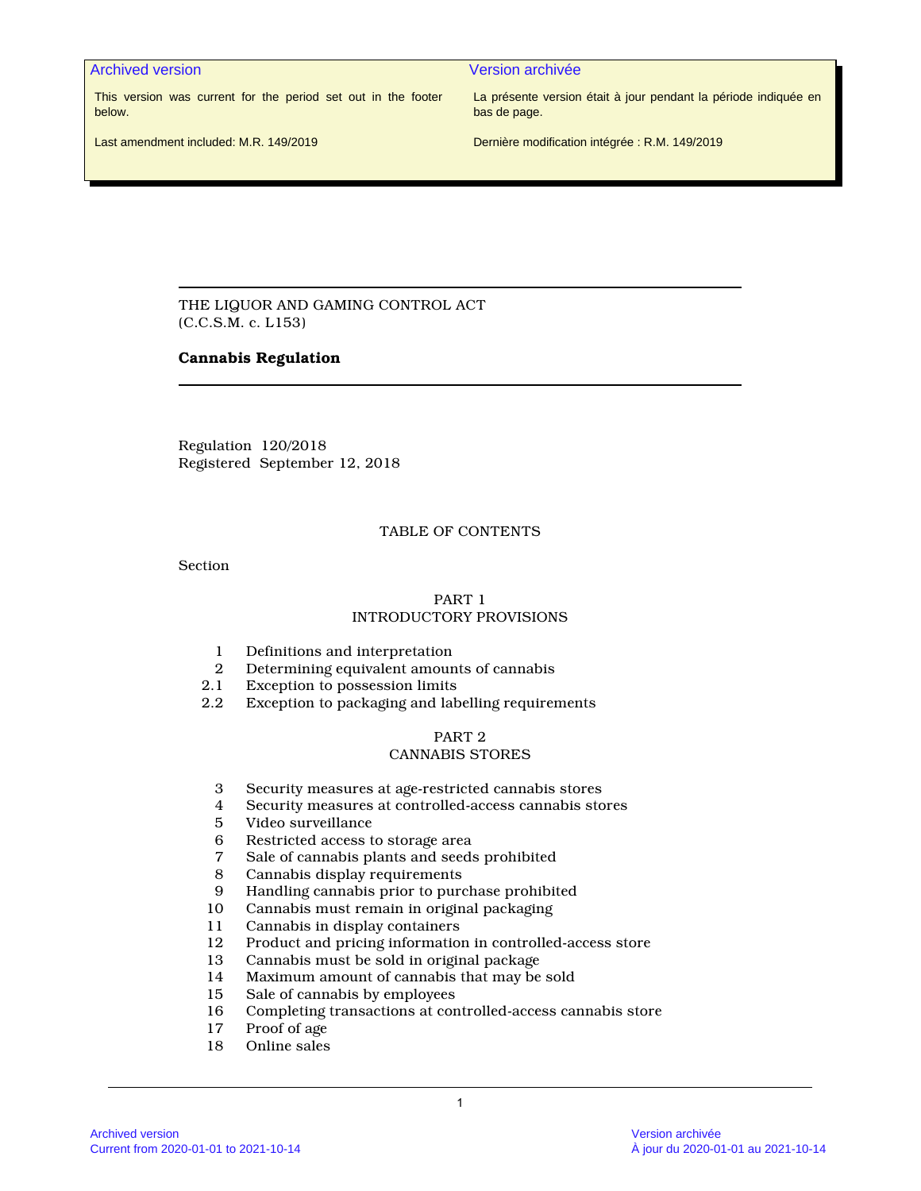| Archived version | Version archivée |
|---|---|
| This version was current for the period set out in the footer below. | La présente version était à jour pendant la période indiquée en bas de page. |
| Last amendment included: M.R. 149/2019 | Dernière modification intégrée : R.M. 149/2019 |

THE LIQUOR AND GAMING CONTROL ACT
(C.C.S.M. c. L153)

**Cannabis Regulation**

Regulation 120/2018
Registered September 12, 2018

TABLE OF CONTENTS

Section

PART 1
INTRODUCTORY PROVISIONS

| | |
|---|---|
| 1 | Definitions and interpretation |
| 2 | Determining equivalent amounts of cannabis |
| 2.1 | Exception to possession limits |
| 2.2 | Exception to packaging and labelling requirements |

PART 2
CANNABIS STORES

| | |
|---|---|
| 3 | Security measures at age-restricted cannabis stores |
| 4 | Security measures at controlled-access cannabis stores |
| 5 | Video surveillance |
| 6 | Restricted access to storage area |
| 7 | Sale of cannabis plants and seeds prohibited |
| 8 | Cannabis display requirements |
| 9 | Handling cannabis prior to purchase prohibited |
| 10 | Cannabis must remain in original packaging |
| 11 | Cannabis in display containers |
| 12 | Product and pricing information in controlled-access store |
| 13 | Cannabis must be sold in original package |
| 14 | Maximum amount of cannabis that may be sold |
| 15 | Sale of cannabis by employees |
| 16 | Completing transactions at controlled-access cannabis store |
| 17 | Proof of age |
| 18 | Online sales |

Archived version
Current from 2020-01-01 to 2021-10-14

Version archivée
À jour du 2020-01-01 au 2021-10-14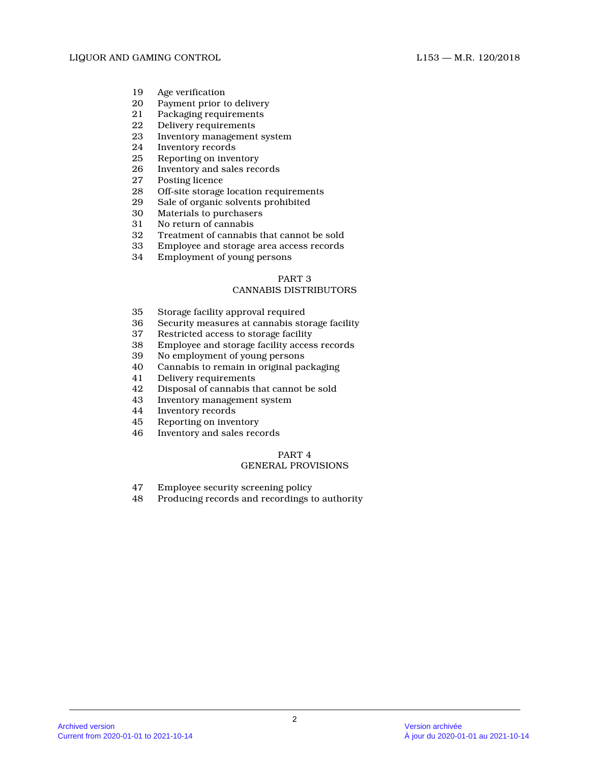19 Age verification
20 Payment prior to delivery
21 Packaging requirements
22 Delivery requirements
23 Inventory management system
24 Inventory records
25 Reporting on inventory
26 Inventory and sales records
27 Posting licence
28 Off-site storage location requirements
29 Sale of organic solvents prohibited
30 Materials to purchasers
31 No return of cannabis
32 Treatment of cannabis that cannot be sold
33 Employee and storage area access records
34 Employment of young persons

## PART 3
## CANNABIS DISTRIBUTORS

35 Storage facility approval required
36 Security measures at cannabis storage facility
37 Restricted access to storage facility
38 Employee and storage facility access records
39 No employment of young persons
40 Cannabis to remain in original packaging
41 Delivery requirements
42 Disposal of cannabis that cannot be sold
43 Inventory management system
44 Inventory records
45 Reporting on inventory
46 Inventory and sales records

## PART 4
## GENERAL PROVISIONS

47 Employee security screening policy
48 Producing records and recordings to authority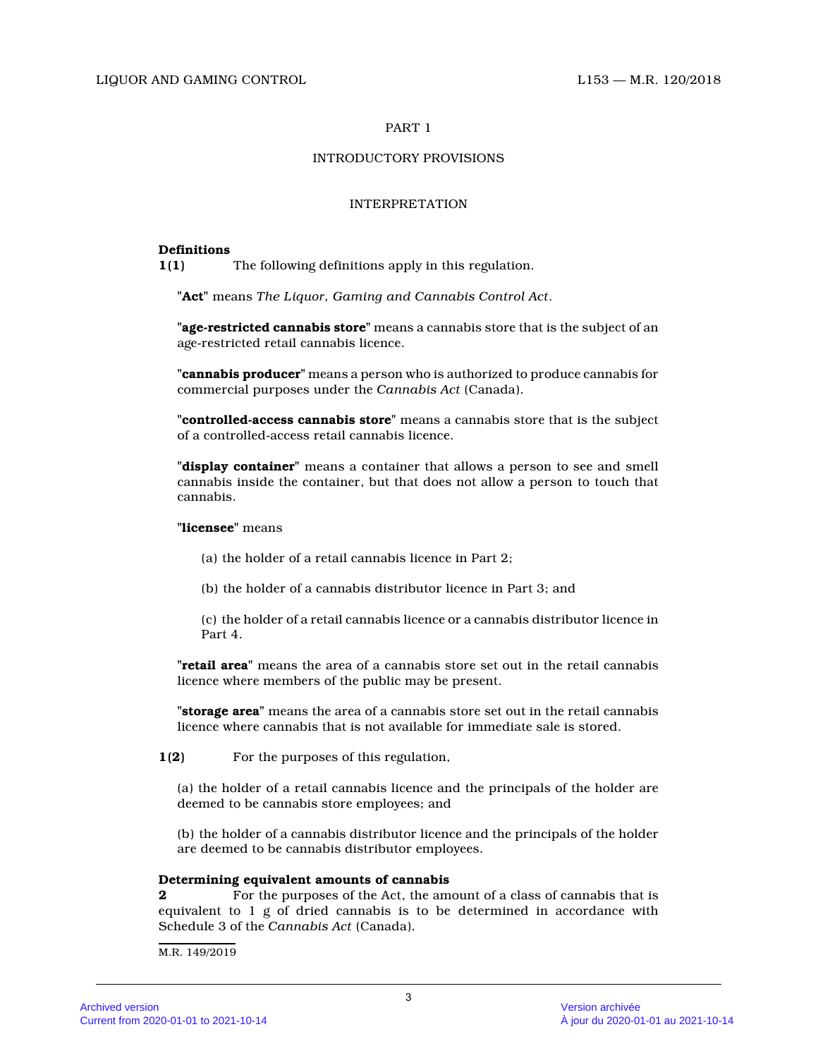PART 1

INTRODUCTORY PROVISIONS

INTERPRETATION

**Definitions**

**1(1)** The following definitions apply in this regulation.

"**Act**" means *The Liquor, Gaming and Cannabis Control Act*.

"**age-restricted cannabis store**" means a cannabis store that is the subject of an age-restricted retail cannabis licence.

"**cannabis producer**" means a person who is authorized to produce cannabis for commercial purposes under the *Cannabis Act* (Canada).

"**controlled-access cannabis store**" means a cannabis store that is the subject of a controlled-access retail cannabis licence.

"**display container**" means a container that allows a person to see and smell cannabis inside the container, but that does not allow a person to touch that cannabis.

"**licensee**" means

(a) the holder of a retail cannabis licence in Part 2;

(b) the holder of a cannabis distributor licence in Part 3; and

(c) the holder of a retail cannabis licence or a cannabis distributor licence in Part 4.

"**retail area**" means the area of a cannabis store set out in the retail cannabis licence where members of the public may be present.

"**storage area**" means the area of a cannabis store set out in the retail cannabis licence where cannabis that is not available for immediate sale is stored.

**1(2)** For the purposes of this regulation,

(a) the holder of a retail cannabis licence and the principals of the holder are deemed to be cannabis store employees; and

(b) the holder of a cannabis distributor licence and the principals of the holder are deemed to be cannabis distributor employees.

**Determining equivalent amounts of cannabis**

**2** For the purposes of the Act, the amount of a class of cannabis that is equivalent to 1 g of dried cannabis is to be determined in accordance with Schedule 3 of the *Cannabis Act* (Canada).

M.R. 149/2019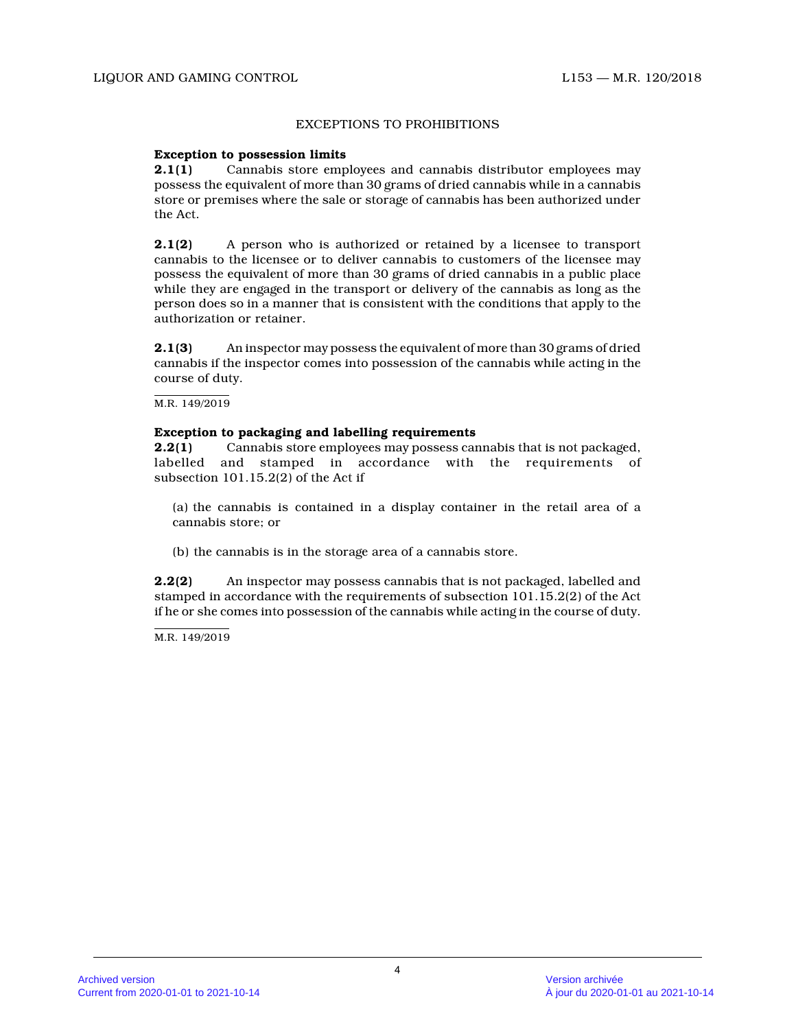## EXCEPTIONS TO PROHIBITIONS

**Exception to possession limits**

**2.1(1)** Cannabis store employees and cannabis distributor employees may possess the equivalent of more than 30 grams of dried cannabis while in a cannabis store or premises where the sale or storage of cannabis has been authorized under the Act.

**2.1(2)** A person who is authorized or retained by a licensee to transport cannabis to the licensee or to deliver cannabis to customers of the licensee may possess the equivalent of more than 30 grams of dried cannabis in a public place while they are engaged in the transport or delivery of the cannabis as long as the person does so in a manner that is consistent with the conditions that apply to the authorization or retainer.

**2.1(3)** An inspector may possess the equivalent of more than 30 grams of dried cannabis if the inspector comes into possession of the cannabis while acting in the course of duty.

M.R. 149/2019

**Exception to packaging and labelling requirements**

**2.2(1)** Cannabis store employees may possess cannabis that is not packaged, labelled and stamped in accordance with the requirements of subsection 101.15.2(2) of the Act if

(a) the cannabis is contained in a display container in the retail area of a cannabis store; or

(b) the cannabis is in the storage area of a cannabis store.

**2.2(2)** An inspector may possess cannabis that is not packaged, labelled and stamped in accordance with the requirements of subsection 101.15.2(2) of the Act if he or she comes into possession of the cannabis while acting in the course of duty.

M.R. 149/2019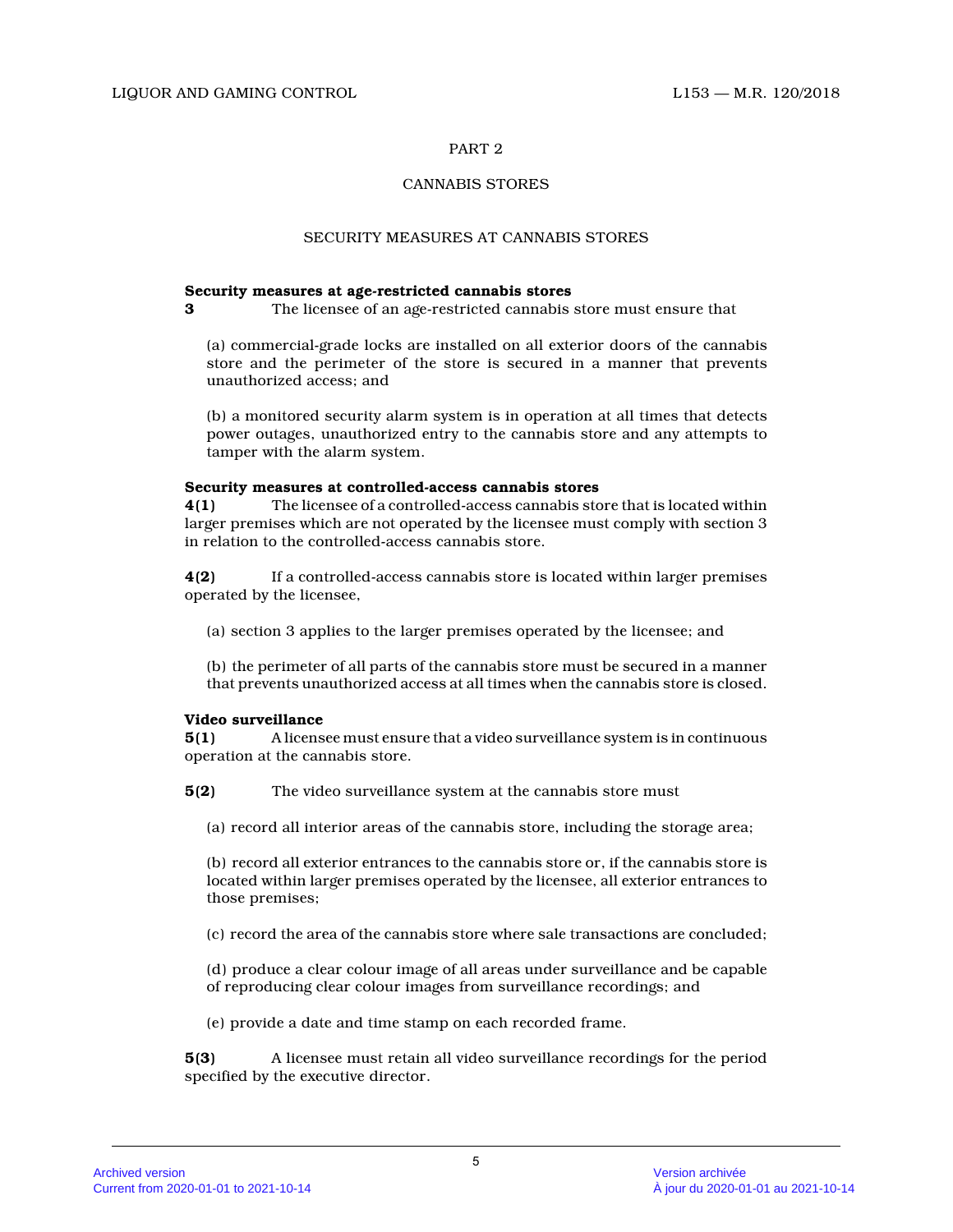## PART 2

## CANNABIS STORES

### SECURITY MEASURES AT CANNABIS STORES

**Security measures at age-restricted cannabis stores**

**3** The licensee of an age-restricted cannabis store must ensure that

(a) commercial-grade locks are installed on all exterior doors of the cannabis store and the perimeter of the store is secured in a manner that prevents unauthorized access; and

(b) a monitored security alarm system is in operation at all times that detects power outages, unauthorized entry to the cannabis store and any attempts to tamper with the alarm system.

**Security measures at controlled-access cannabis stores**

**4(1)** The licensee of a controlled-access cannabis store that is located within larger premises which are not operated by the licensee must comply with section 3 in relation to the controlled-access cannabis store.

**4(2)** If a controlled-access cannabis store is located within larger premises operated by the licensee,

(a) section 3 applies to the larger premises operated by the licensee; and

(b) the perimeter of all parts of the cannabis store must be secured in a manner that prevents unauthorized access at all times when the cannabis store is closed.

**Video surveillance**

**5(1)** A licensee must ensure that a video surveillance system is in continuous operation at the cannabis store.

**5(2)** The video surveillance system at the cannabis store must

(a) record all interior areas of the cannabis store, including the storage area;

(b) record all exterior entrances to the cannabis store or, if the cannabis store is located within larger premises operated by the licensee, all exterior entrances to those premises;

(c) record the area of the cannabis store where sale transactions are concluded;

(d) produce a clear colour image of all areas under surveillance and be capable of reproducing clear colour images from surveillance recordings; and

(e) provide a date and time stamp on each recorded frame.

**5(3)** A licensee must retain all video surveillance recordings for the period specified by the executive director.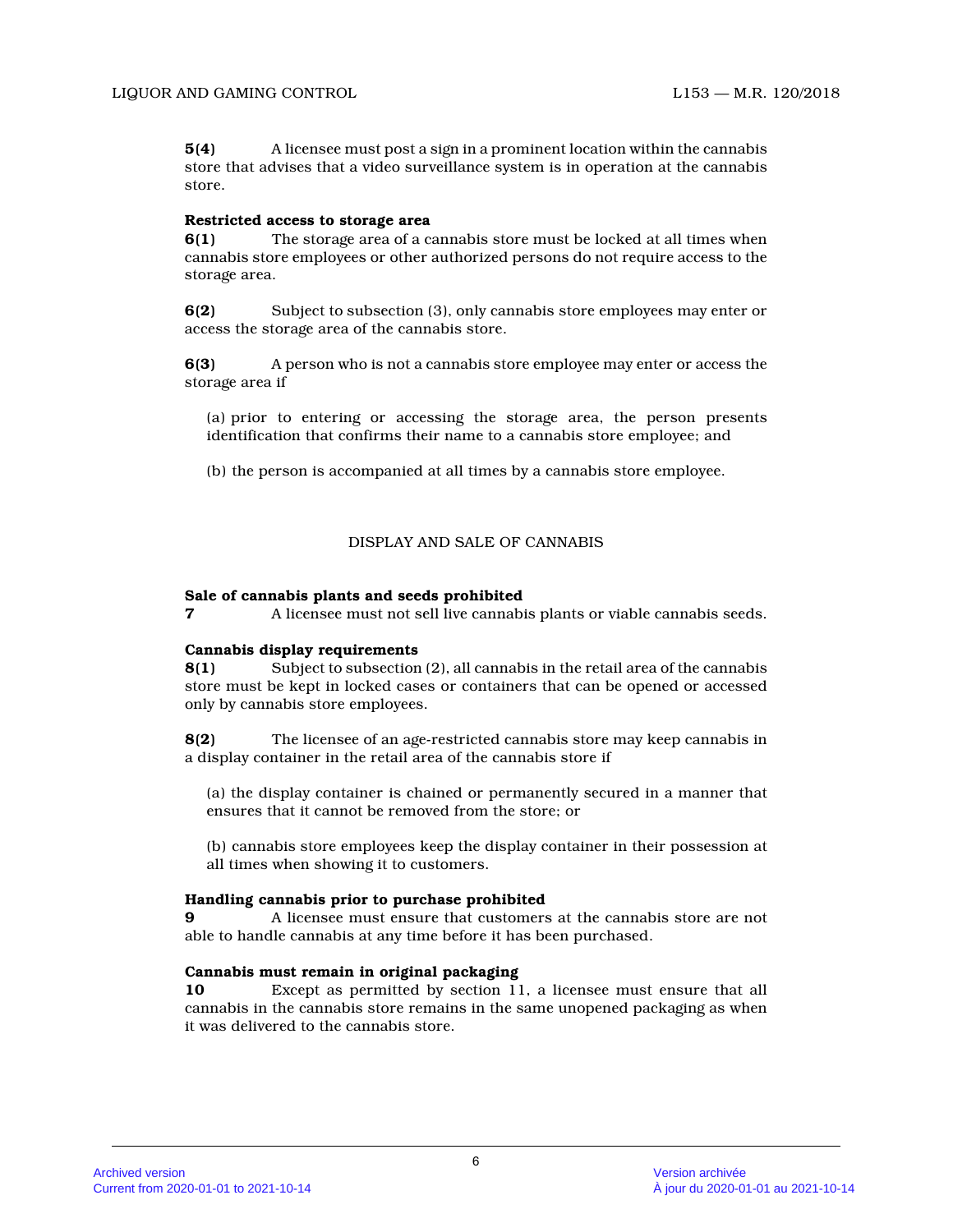**5(4)** A licensee must post a sign in a prominent location within the cannabis store that advises that a video surveillance system is in operation at the cannabis store.

**Restricted access to storage area**

**6(1)** The storage area of a cannabis store must be locked at all times when cannabis store employees or other authorized persons do not require access to the storage area.

**6(2)** Subject to subsection (3), only cannabis store employees may enter or access the storage area of the cannabis store.

**6(3)** A person who is not a cannabis store employee may enter or access the storage area if

(a) prior to entering or accessing the storage area, the person presents identification that confirms their name to a cannabis store employee; and

(b) the person is accompanied at all times by a cannabis store employee.

## DISPLAY AND SALE OF CANNABIS

**Sale of cannabis plants and seeds prohibited**

**7** A licensee must not sell live cannabis plants or viable cannabis seeds.

**Cannabis display requirements**

**8(1)** Subject to subsection (2), all cannabis in the retail area of the cannabis store must be kept in locked cases or containers that can be opened or accessed only by cannabis store employees.

**8(2)** The licensee of an age-restricted cannabis store may keep cannabis in a display container in the retail area of the cannabis store if

(a) the display container is chained or permanently secured in a manner that ensures that it cannot be removed from the store; or

(b) cannabis store employees keep the display container in their possession at all times when showing it to customers.

**Handling cannabis prior to purchase prohibited**

**9** A licensee must ensure that customers at the cannabis store are not able to handle cannabis at any time before it has been purchased.

**Cannabis must remain in original packaging**

**10** Except as permitted by section 11, a licensee must ensure that all cannabis in the cannabis store remains in the same unopened packaging as when it was delivered to the cannabis store.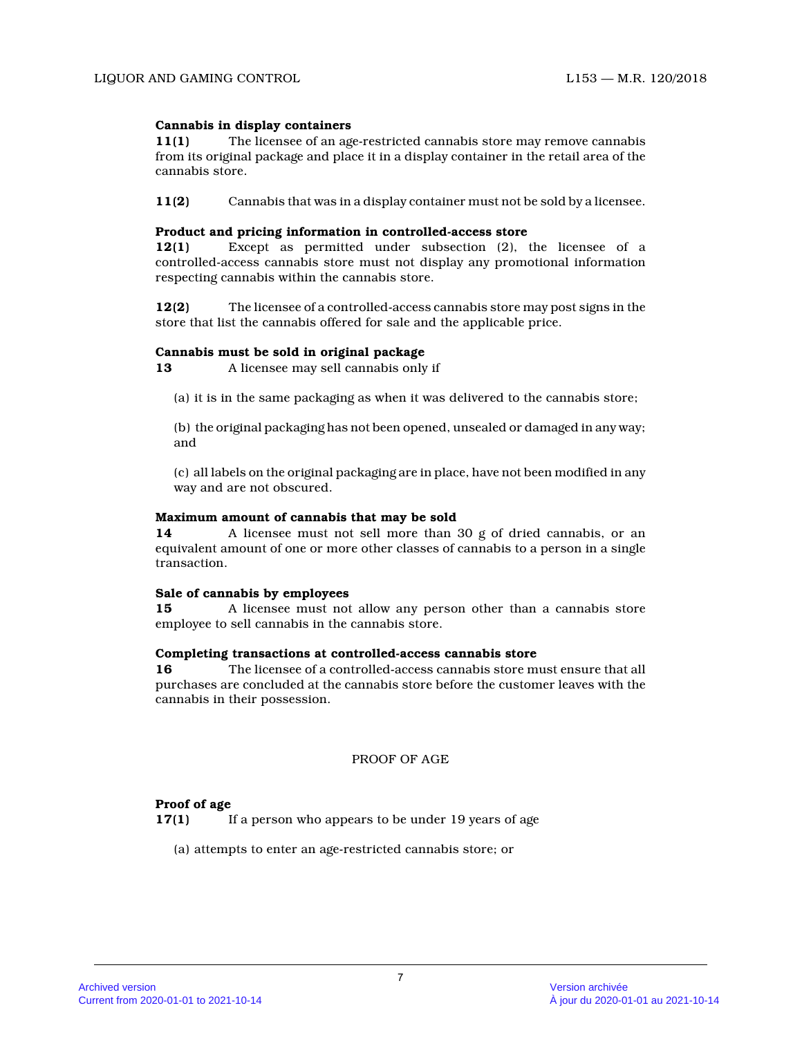**Cannabis in display containers**

**11(1)** The licensee of an age-restricted cannabis store may remove cannabis from its original package and place it in a display container in the retail area of the cannabis store.

**11(2)** Cannabis that was in a display container must not be sold by a licensee.

**Product and pricing information in controlled-access store**

**12(1)** Except as permitted under subsection (2), the licensee of a controlled-access cannabis store must not display any promotional information respecting cannabis within the cannabis store.

**12(2)** The licensee of a controlled-access cannabis store may post signs in the store that list the cannabis offered for sale and the applicable price.

**Cannabis must be sold in original package**

**13** A licensee may sell cannabis only if

(a) it is in the same packaging as when it was delivered to the cannabis store;

(b) the original packaging has not been opened, unsealed or damaged in any way; and

(c) all labels on the original packaging are in place, have not been modified in any way and are not obscured.

**Maximum amount of cannabis that may be sold**

**14** A licensee must not sell more than 30 g of dried cannabis, or an equivalent amount of one or more other classes of cannabis to a person in a single transaction.

**Sale of cannabis by employees**

**15** A licensee must not allow any person other than a cannabis store employee to sell cannabis in the cannabis store.

**Completing transactions at controlled-access cannabis store**

**16** The licensee of a controlled-access cannabis store must ensure that all purchases are concluded at the cannabis store before the customer leaves with the cannabis in their possession.

PROOF OF AGE

**Proof of age**

**17(1)** If a person who appears to be under 19 years of age

(a) attempts to enter an age-restricted cannabis store; or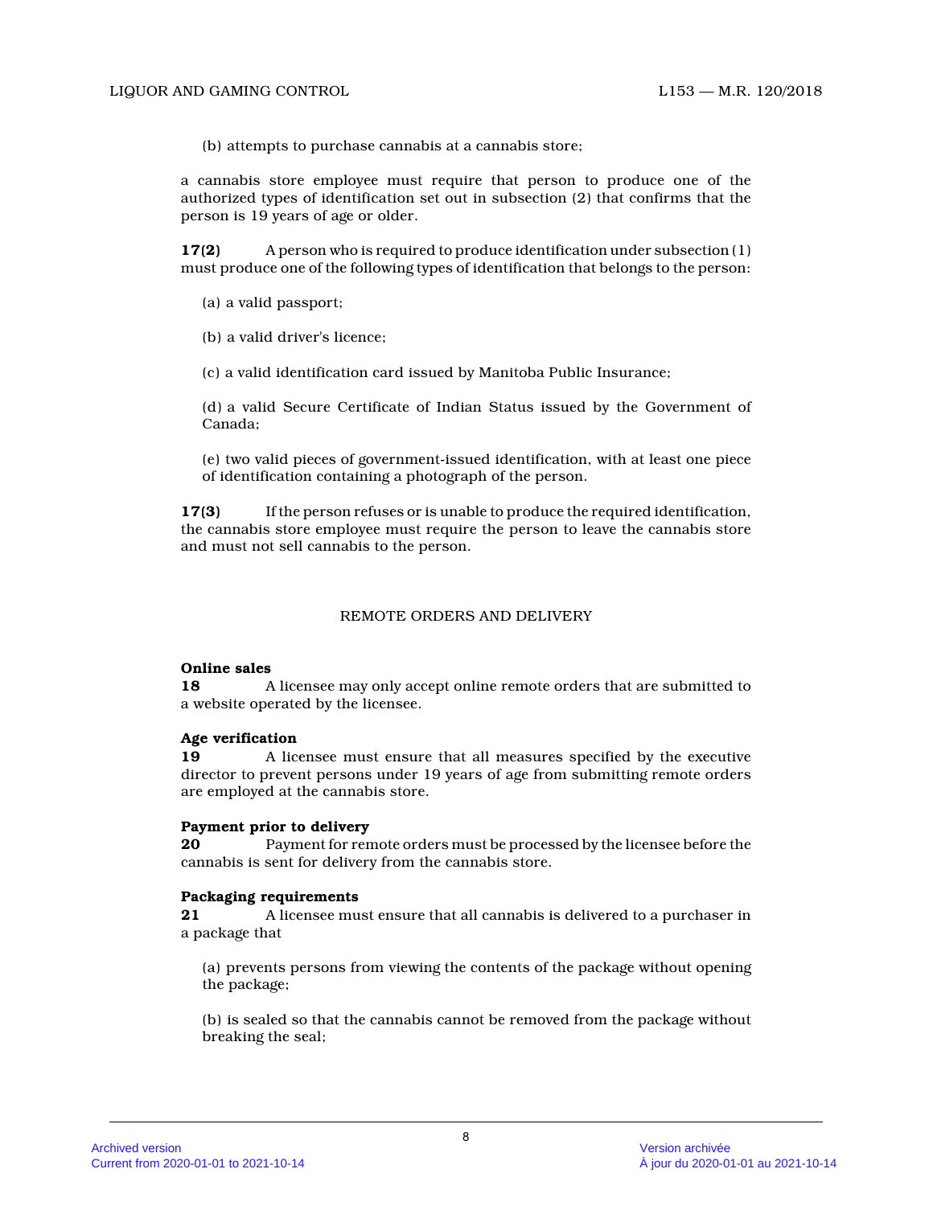(b) attempts to purchase cannabis at a cannabis store;

a cannabis store employee must require that person to produce one of the authorized types of identification set out in subsection (2) that confirms that the person is 19 years of age or older.

**17(2)** A person who is required to produce identification under subsection (1) must produce one of the following types of identification that belongs to the person:

(a) a valid passport;

(b) a valid driver's licence;

(c) a valid identification card issued by Manitoba Public Insurance;

(d) a valid Secure Certificate of Indian Status issued by the Government of Canada;

(e) two valid pieces of government-issued identification, with at least one piece of identification containing a photograph of the person.

**17(3)** If the person refuses or is unable to produce the required identification, the cannabis store employee must require the person to leave the cannabis store and must not sell cannabis to the person.

## REMOTE ORDERS AND DELIVERY

**Online sales**
**18** A licensee may only accept online remote orders that are submitted to a website operated by the licensee.

**Age verification**
**19** A licensee must ensure that all measures specified by the executive director to prevent persons under 19 years of age from submitting remote orders are employed at the cannabis store.

**Payment prior to delivery**
**20** Payment for remote orders must be processed by the licensee before the cannabis is sent for delivery from the cannabis store.

**Packaging requirements**
**21** A licensee must ensure that all cannabis is delivered to a purchaser in a package that

(a) prevents persons from viewing the contents of the package without opening the package;

(b) is sealed so that the cannabis cannot be removed from the package without breaking the seal;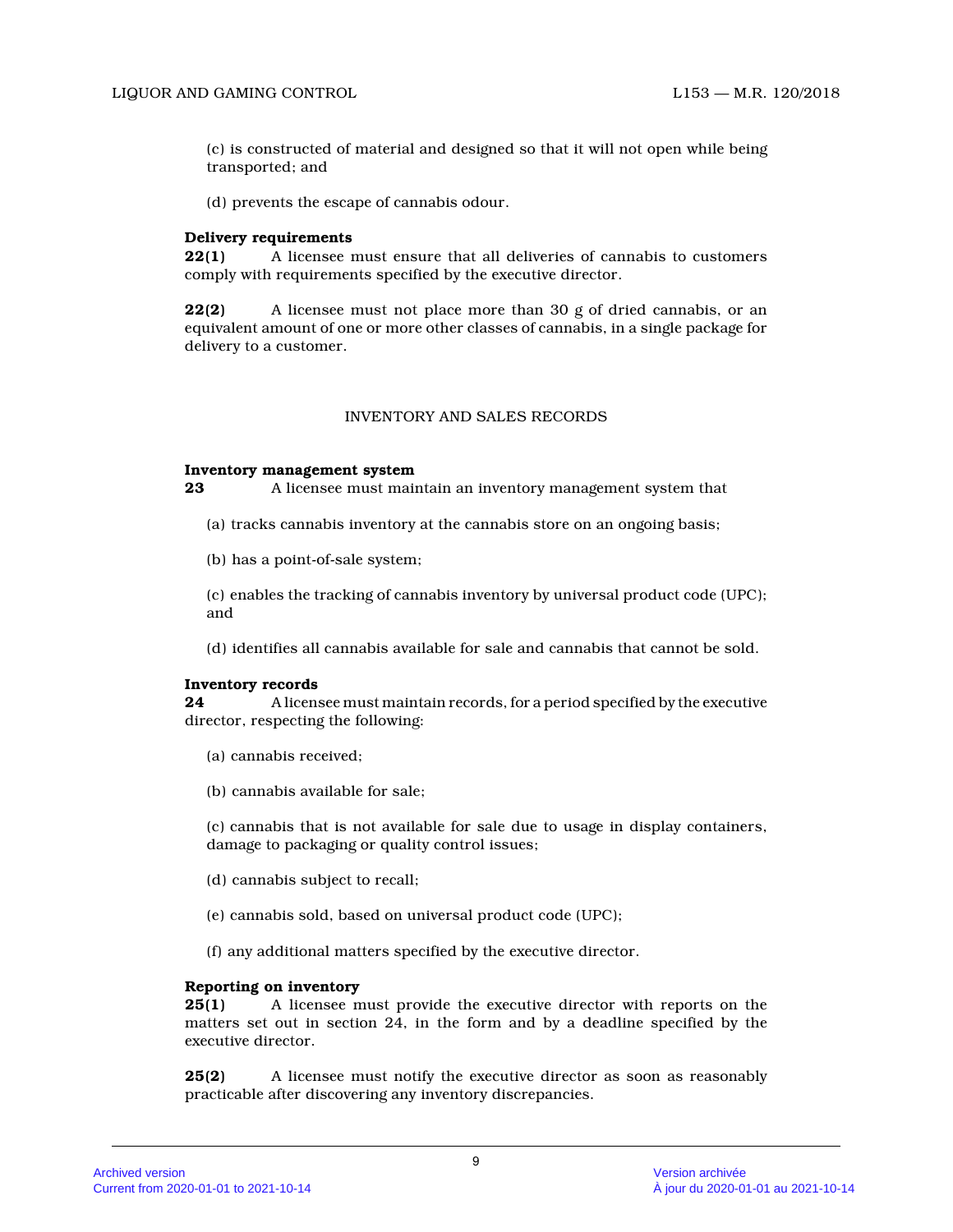(c) is constructed of material and designed so that it will not open while being transported; and

(d) prevents the escape of cannabis odour.

**Delivery requirements**

**22(1)** A licensee must ensure that all deliveries of cannabis to customers comply with requirements specified by the executive director.

**22(2)** A licensee must not place more than 30 g of dried cannabis, or an equivalent amount of one or more other classes of cannabis, in a single package for delivery to a customer.

## INVENTORY AND SALES RECORDS

**Inventory management system**

**23** A licensee must maintain an inventory management system that

(a) tracks cannabis inventory at the cannabis store on an ongoing basis;

(b) has a point-of-sale system;

(c) enables the tracking of cannabis inventory by universal product code (UPC); and

(d) identifies all cannabis available for sale and cannabis that cannot be sold.

**Inventory records**

**24** A licensee must maintain records, for a period specified by the executive director, respecting the following:

(a) cannabis received;

(b) cannabis available for sale;

(c) cannabis that is not available for sale due to usage in display containers, damage to packaging or quality control issues;

(d) cannabis subject to recall;

(e) cannabis sold, based on universal product code (UPC);

(f) any additional matters specified by the executive director.

**Reporting on inventory**

**25(1)** A licensee must provide the executive director with reports on the matters set out in section 24, in the form and by a deadline specified by the executive director.

**25(2)** A licensee must notify the executive director as soon as reasonably practicable after discovering any inventory discrepancies.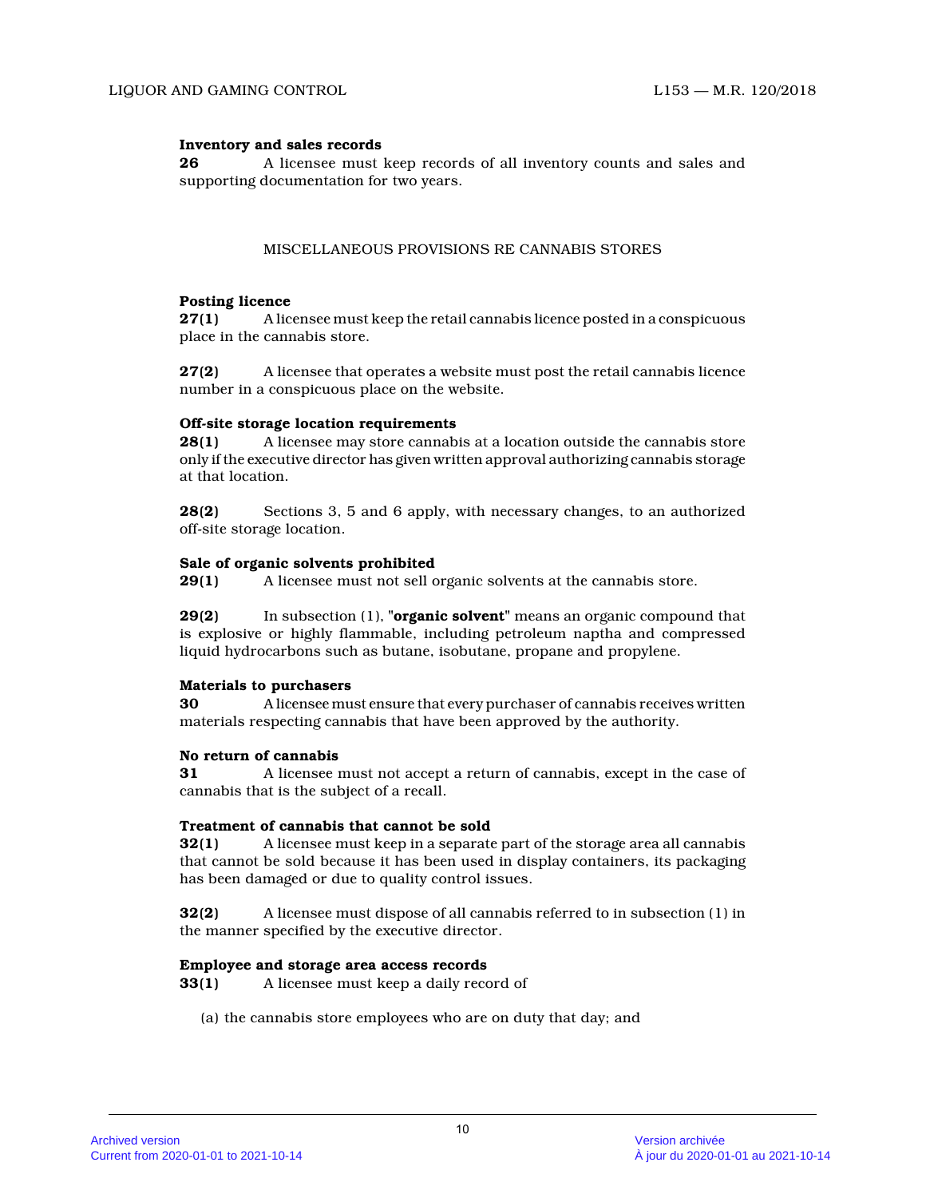**Inventory and sales records**

**26** A licensee must keep records of all inventory counts and sales and supporting documentation for two years.

MISCELLANEOUS PROVISIONS RE CANNABIS STORES

**Posting licence**

**27(1)** A licensee must keep the retail cannabis licence posted in a conspicuous place in the cannabis store.

**27(2)** A licensee that operates a website must post the retail cannabis licence number in a conspicuous place on the website.

**Off-site storage location requirements**

**28(1)** A licensee may store cannabis at a location outside the cannabis store only if the executive director has given written approval authorizing cannabis storage at that location.

**28(2)** Sections 3, 5 and 6 apply, with necessary changes, to an authorized off-site storage location.

**Sale of organic solvents prohibited**

**29(1)** A licensee must not sell organic solvents at the cannabis store.

**29(2)** In subsection (1), "**organic solvent**" means an organic compound that is explosive or highly flammable, including petroleum naptha and compressed liquid hydrocarbons such as butane, isobutane, propane and propylene.

**Materials to purchasers**

**30** A licensee must ensure that every purchaser of cannabis receives written materials respecting cannabis that have been approved by the authority.

**No return of cannabis**

**31** A licensee must not accept a return of cannabis, except in the case of cannabis that is the subject of a recall.

**Treatment of cannabis that cannot be sold**

**32(1)** A licensee must keep in a separate part of the storage area all cannabis that cannot be sold because it has been used in display containers, its packaging has been damaged or due to quality control issues.

**32(2)** A licensee must dispose of all cannabis referred to in subsection (1) in the manner specified by the executive director.

**Employee and storage area access records**

**33(1)** A licensee must keep a daily record of

(a) the cannabis store employees who are on duty that day; and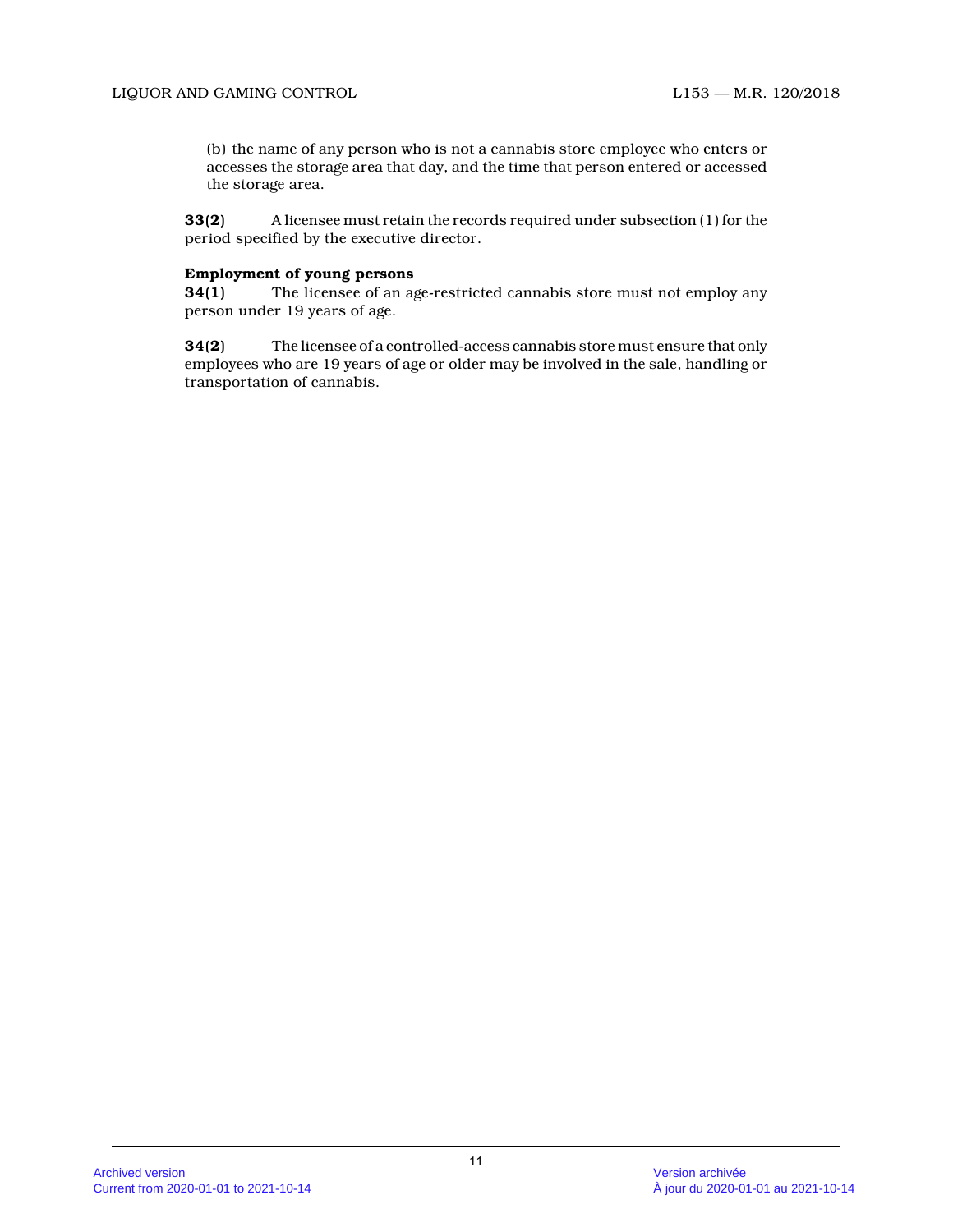(b) the name of any person who is not a cannabis store employee who enters or accesses the storage area that day, and the time that person entered or accessed the storage area.

**33(2)** A licensee must retain the records required under subsection (1) for the period specified by the executive director.

**Employment of young persons**

**34(1)** The licensee of an age-restricted cannabis store must not employ any person under 19 years of age.

**34(2)** The licensee of a controlled-access cannabis store must ensure that only employees who are 19 years of age or older may be involved in the sale, handling or transportation of cannabis.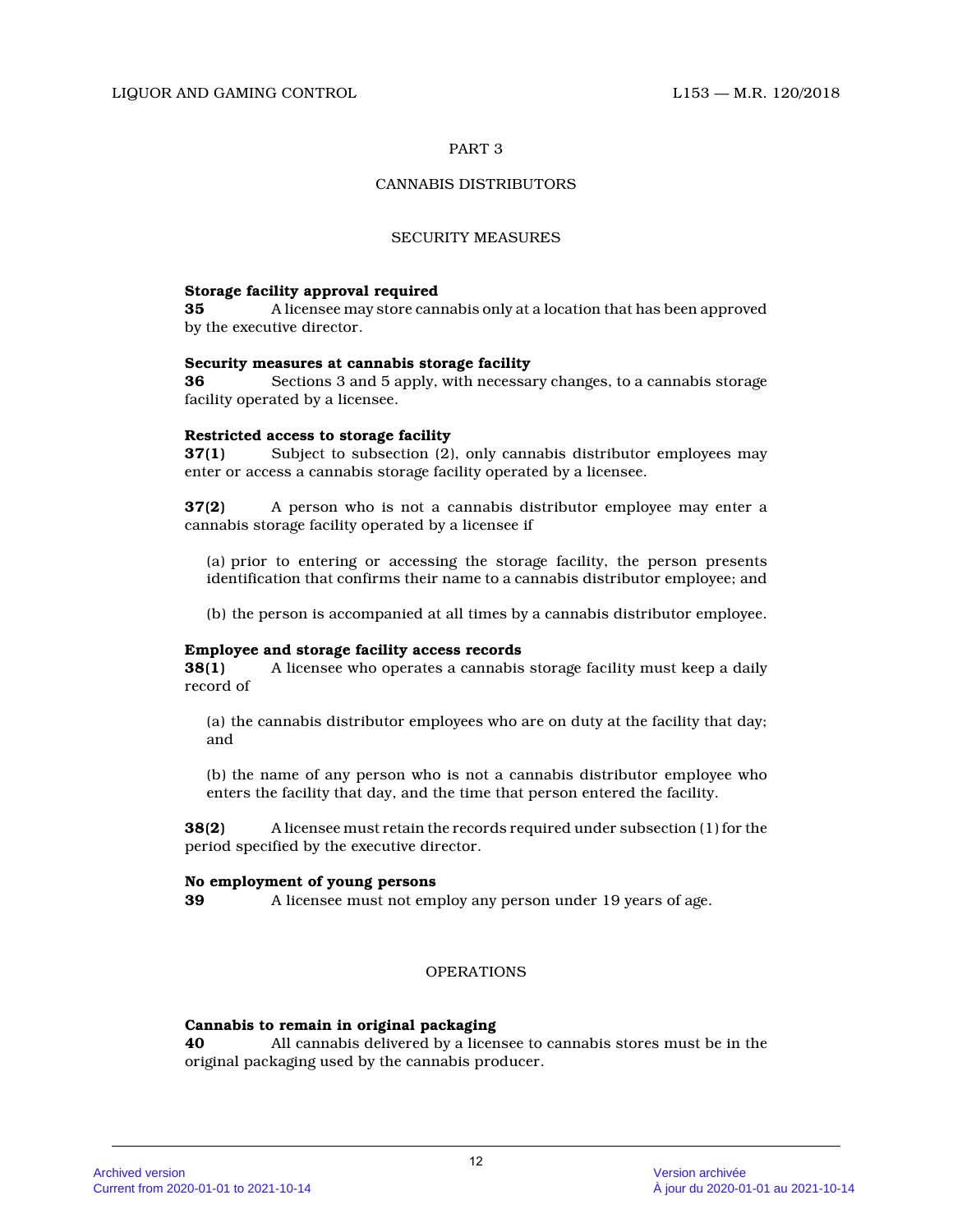# PART 3

## CANNABIS DISTRIBUTORS

### SECURITY MEASURES

**Storage facility approval required**
**35** A licensee may store cannabis only at a location that has been approved by the executive director.

**Security measures at cannabis storage facility**
**36** Sections 3 and 5 apply, with necessary changes, to a cannabis storage facility operated by a licensee.

**Restricted access to storage facility**
**37(1)** Subject to subsection (2), only cannabis distributor employees may enter or access a cannabis storage facility operated by a licensee.

**37(2)** A person who is not a cannabis distributor employee may enter a cannabis storage facility operated by a licensee if

(a) prior to entering or accessing the storage facility, the person presents identification that confirms their name to a cannabis distributor employee; and

(b) the person is accompanied at all times by a cannabis distributor employee.

**Employee and storage facility access records**
**38(1)** A licensee who operates a cannabis storage facility must keep a daily record of

(a) the cannabis distributor employees who are on duty at the facility that day; and

(b) the name of any person who is not a cannabis distributor employee who enters the facility that day, and the time that person entered the facility.

**38(2)** A licensee must retain the records required under subsection (1) for the period specified by the executive director.

**No employment of young persons**
**39** A licensee must not employ any person under 19 years of age.

### OPERATIONS

**Cannabis to remain in original packaging**
**40** All cannabis delivered by a licensee to cannabis stores must be in the original packaging used by the cannabis producer.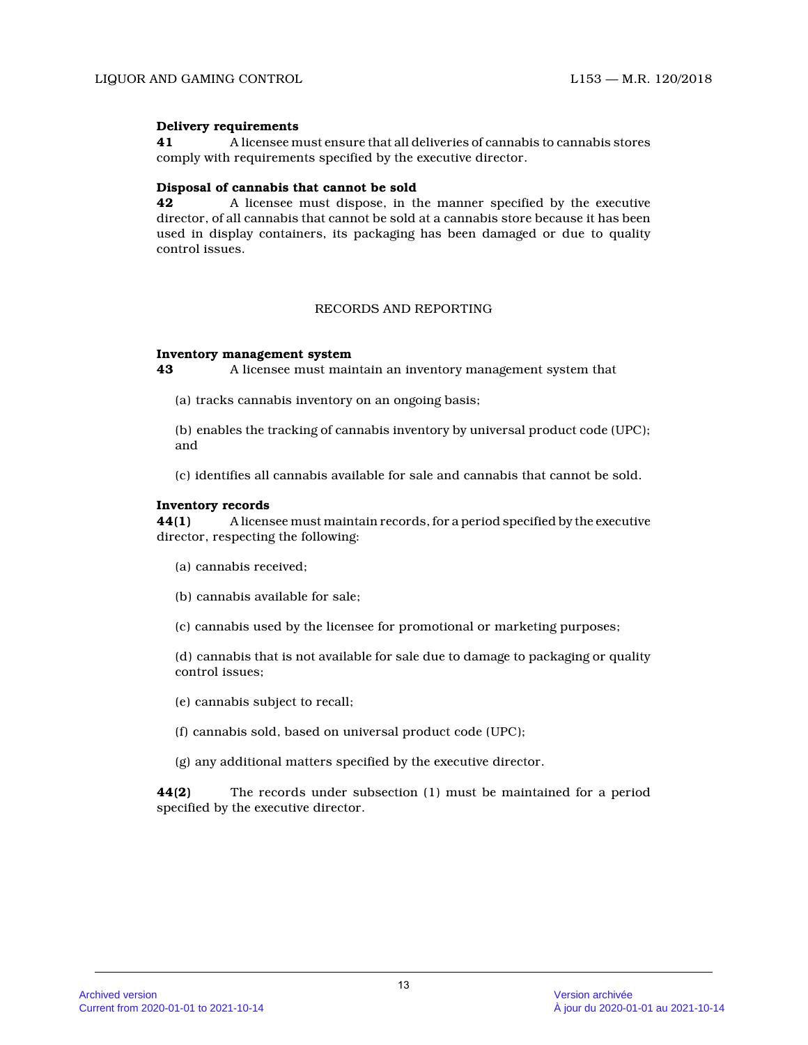**Delivery requirements**

**41** A licensee must ensure that all deliveries of cannabis to cannabis stores comply with requirements specified by the executive director.

**Disposal of cannabis that cannot be sold**

**42** A licensee must dispose, in the manner specified by the executive director, of all cannabis that cannot be sold at a cannabis store because it has been used in display containers, its packaging has been damaged or due to quality control issues.

## RECORDS AND REPORTING

**Inventory management system**

**43** A licensee must maintain an inventory management system that

(a) tracks cannabis inventory on an ongoing basis;

(b) enables the tracking of cannabis inventory by universal product code (UPC); and

(c) identifies all cannabis available for sale and cannabis that cannot be sold.

**Inventory records**

**44(1)** A licensee must maintain records, for a period specified by the executive director, respecting the following:

(a) cannabis received;

(b) cannabis available for sale;

(c) cannabis used by the licensee for promotional or marketing purposes;

(d) cannabis that is not available for sale due to damage to packaging or quality control issues;

(e) cannabis subject to recall;

(f) cannabis sold, based on universal product code (UPC);

(g) any additional matters specified by the executive director.

**44(2)** The records under subsection (1) must be maintained for a period specified by the executive director.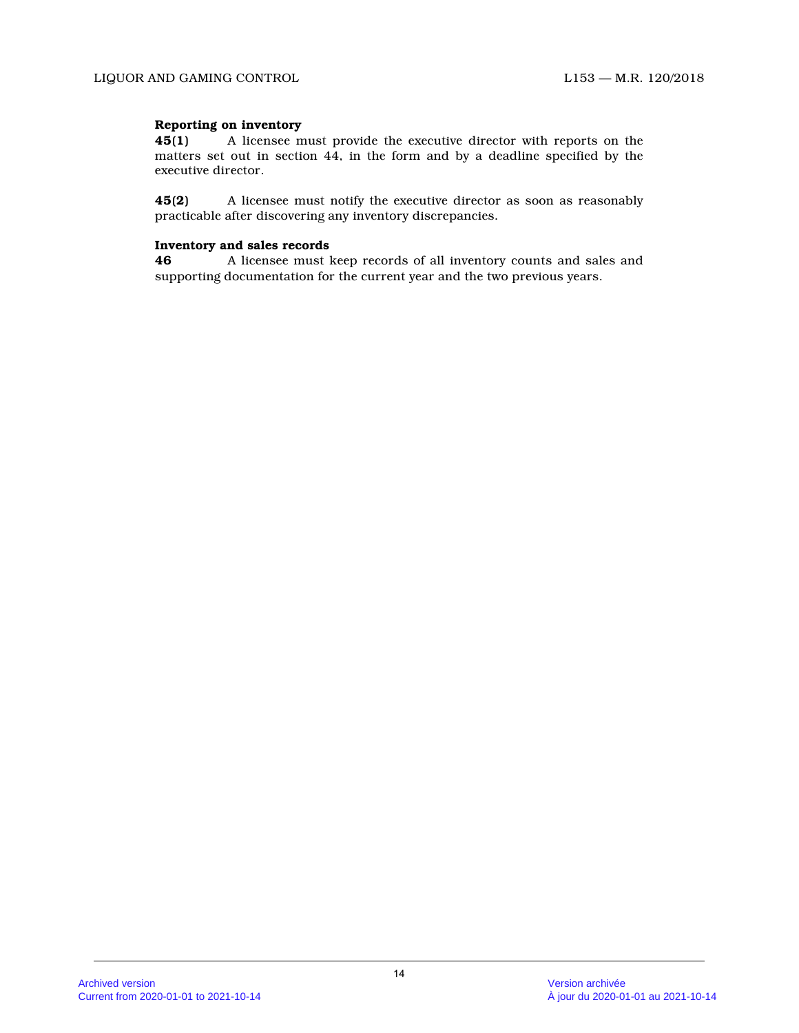**Reporting on inventory**

**45(1)** A licensee must provide the executive director with reports on the matters set out in section 44, in the form and by a deadline specified by the executive director.

**45(2)** A licensee must notify the executive director as soon as reasonably practicable after discovering any inventory discrepancies.

**Inventory and sales records**

**46** A licensee must keep records of all inventory counts and sales and supporting documentation for the current year and the two previous years.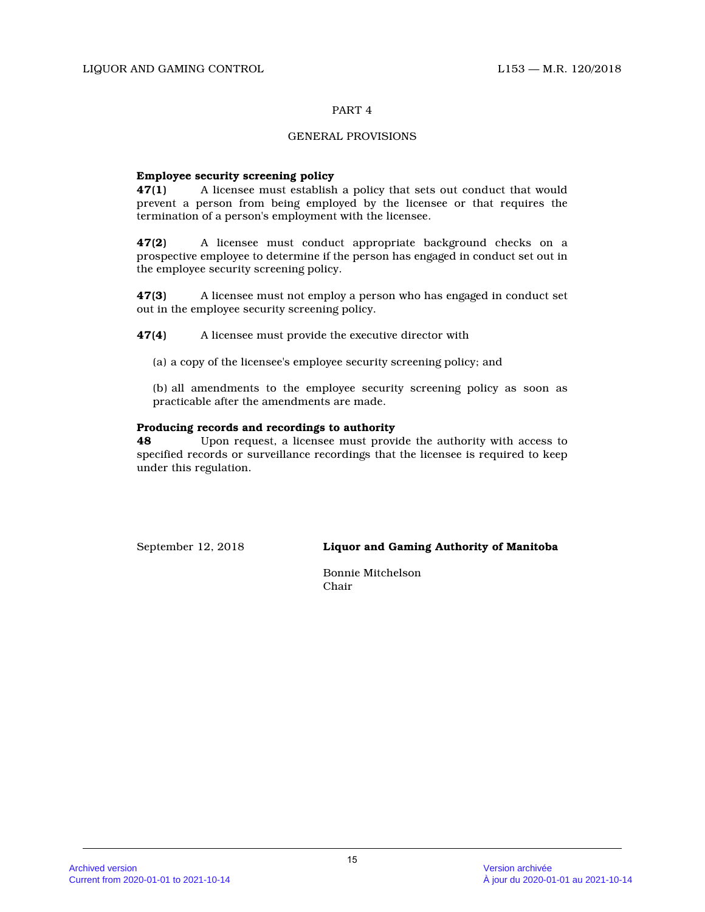## PART 4

## GENERAL PROVISIONS

**Employee security screening policy**
**47(1)** A licensee must establish a policy that sets out conduct that would prevent a person from being employed by the licensee or that requires the termination of a person's employment with the licensee.

**47(2)** A licensee must conduct appropriate background checks on a prospective employee to determine if the person has engaged in conduct set out in the employee security screening policy.

**47(3)** A licensee must not employ a person who has engaged in conduct set out in the employee security screening policy.

**47(4)** A licensee must provide the executive director with

(a) a copy of the licensee's employee security screening policy; and

(b) all amendments to the employee security screening policy as soon as practicable after the amendments are made.

**Producing records and recordings to authority**
**48** Upon request, a licensee must provide the authority with access to specified records or surveillance recordings that the licensee is required to keep under this regulation.

September 12, 2018 **Liquor and Gaming Authority of Manitoba**

Bonnie Mitchelson
Chair